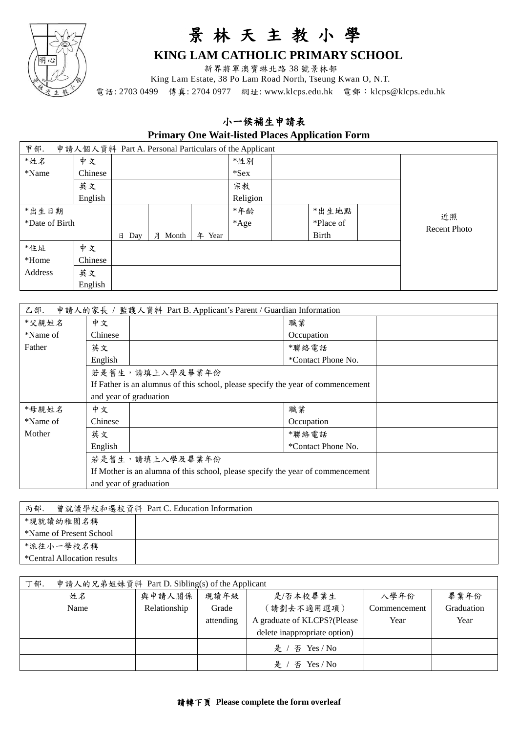# 景林天主教小學

## KING LAM CATHOLIC PRIMARY SCHOOL

新界將軍澳寶琳北路 38 號景林邨
King Lam Estate, 38 Po Lam Road North, Tseung Kwan O, N.T.
電話: 2703 0499　傳真: 2704 0977　網址: www.klcps.edu.hk　電郵：klcps@klcps.edu.hk

## 小一候補生申請表
## Primary One Wait-listed Places Application Form

**甲部. 申請人個人資料 Part A. Personal Particulars of the Applicant**

| *姓名 *Name | 中文 Chinese | | | | *性別 *Sex | | | | 近照 Recent Photo |
|---|---|---|---|---|---|---|---|---|---|
| | 英文 English | | | | 宗教 Religion | | | | |
| *出生日期 *Date of Birth | | 日 Day | 月 Month | 年 Year | *年齡 *Age | | *出生地點 *Place of Birth | | |
| *住址 *Home Address | 中文 Chinese | | | | | | | | |
| | 英文 English | | | | | | | | |

**乙部. 申請人的家長 / 監護人資料 Part B. Applicant's Parent / Guardian Information**

| *父親姓名 *Name of Father | 中文 Chinese | | 職業 Occupation | |
|---|---|---|---|---|
| | 英文 English | | *聯絡電話 *Contact Phone No. | |
| | 若是舊生，請填上入學及畢業年份 If Father is an alumnus of this school, please specify the year of commencement and year of graduation | | | |
| *母親姓名 *Name of Mother | 中文 Chinese | | 職業 Occupation | |
| | 英文 English | | *聯絡電話 *Contact Phone No. | |
| | 若是舊生，請填上入學及畢業年份 If Mother is an alumna of this school, please specify the year of commencement and year of graduation | | | |

**丙部. 曾就讀學校和選校資料 Part C. Education Information**

| *現就讀幼稚園名稱 *Name of Present School | |
|---|---|
| *派往小一學校名稱 *Central Allocation results | |

**丁部. 申請人的兄弟姐妹資料 Part D. Sibling(s) of the Applicant**

| 姓名 Name | 與申請人關係 Relationship | 現讀年級 Grade attending | 是/否本校畢業生（請劃去不適用選項） A graduate of KLCPS?(Please delete inappropriate option) | 入學年份 Commencement Year | 畢業年份 Graduation Year |
|---|---|---|---|---|---|
| | | | 是 / 否 Yes / No | | |
| | | | 是 / 否 Yes / No | | |

**請轉下頁 Please complete the form overleaf**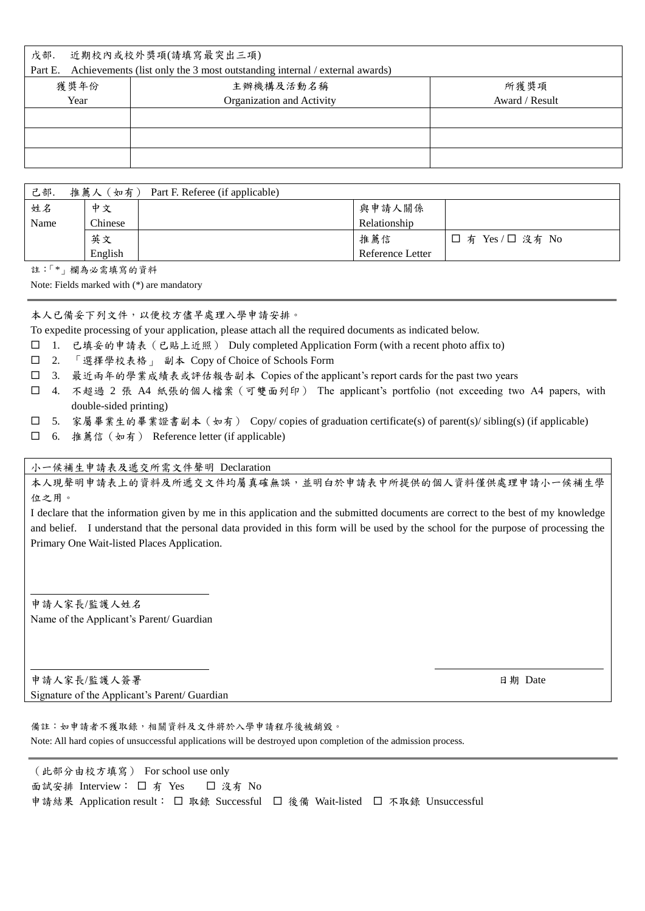| 戊部. 近期校內或校外獎項(請填寫最突出三項)<br>Part E. Achievements (list only the 3 most outstanding internal / external awards) | | |
|---|---|---|
| 獲獎年份<br>Year | 主辦機構及活動名稱<br>Organization and Activity | 所獲獎項<br>Award / Result |
| | | |
| | | |
| | | |

| 己部. 推薦人（如有） Part F. Referee (if applicable) | | | | |
|---|---|---|---|---|
| 姓名<br>Name | 中文<br>Chinese | | 與申請人關係<br>Relationship | |
| | 英文<br>English | | 推薦信<br>Reference Letter | ☐ 有 Yes / ☐ 沒有 No |

註:「*」欄為必需填寫的資料

Note: Fields marked with (*) are mandatory

---

本人已備妥下列文件，以便校方儘早處理入學申請安排。

To expedite processing of your application, please attach all the required documents as indicated below.

☐ 1. 已填妥的申請表（已貼上近照） Duly completed Application Form (with a recent photo affix to)

☐ 2. 「選擇學校表格」 副本 Copy of Choice of Schools Form

☐ 3. 最近兩年的學業成績表或評估報告副本 Copies of the applicant's report cards for the past two years

☐ 4. 不超過 2 張 A4 紙張的個人檔案（可雙面列印） The applicant's portfolio (not exceeding two A4 papers, with double-sided printing)

☐ 5. 家屬畢業生的畢業證書副本（如有） Copy/ copies of graduation certificate(s) of parent(s)/ sibling(s) (if applicable)

☐ 6. 推薦信（如有） Reference letter (if applicable)

小一候補生申請表及遞交所需文件聲明 Declaration

本人現聲明申請表上的資料及所遞交文件均屬真確無誤，並明白於申請表中所提供的個人資料僅供處理申請小一候補生學位之用。

I declare that the information given by me in this application and the submitted documents are correct to the best of my knowledge and belief. I understand that the personal data provided in this form will be used by the school for the purpose of processing the Primary One Wait-listed Places Application.

申請人家長/監護人姓名
Name of the Applicant's Parent/ Guardian

申請人家長/監護人簽署
Signature of the Applicant's Parent/ Guardian

日期 Date

備註：如申請者不獲取錄，相關資料及文件將於入學申請程序後被銷毀。

Note: All hard copies of unsuccessful applications will be destroyed upon completion of the admission process.

---

（此部分由校方填寫） For school use only

面試安排 Interview： ☐ 有 Yes ☐ 沒有 No

申請結果 Application result： ☐ 取錄 Successful ☐ 後備 Wait-listed ☐ 不取錄 Unsuccessful